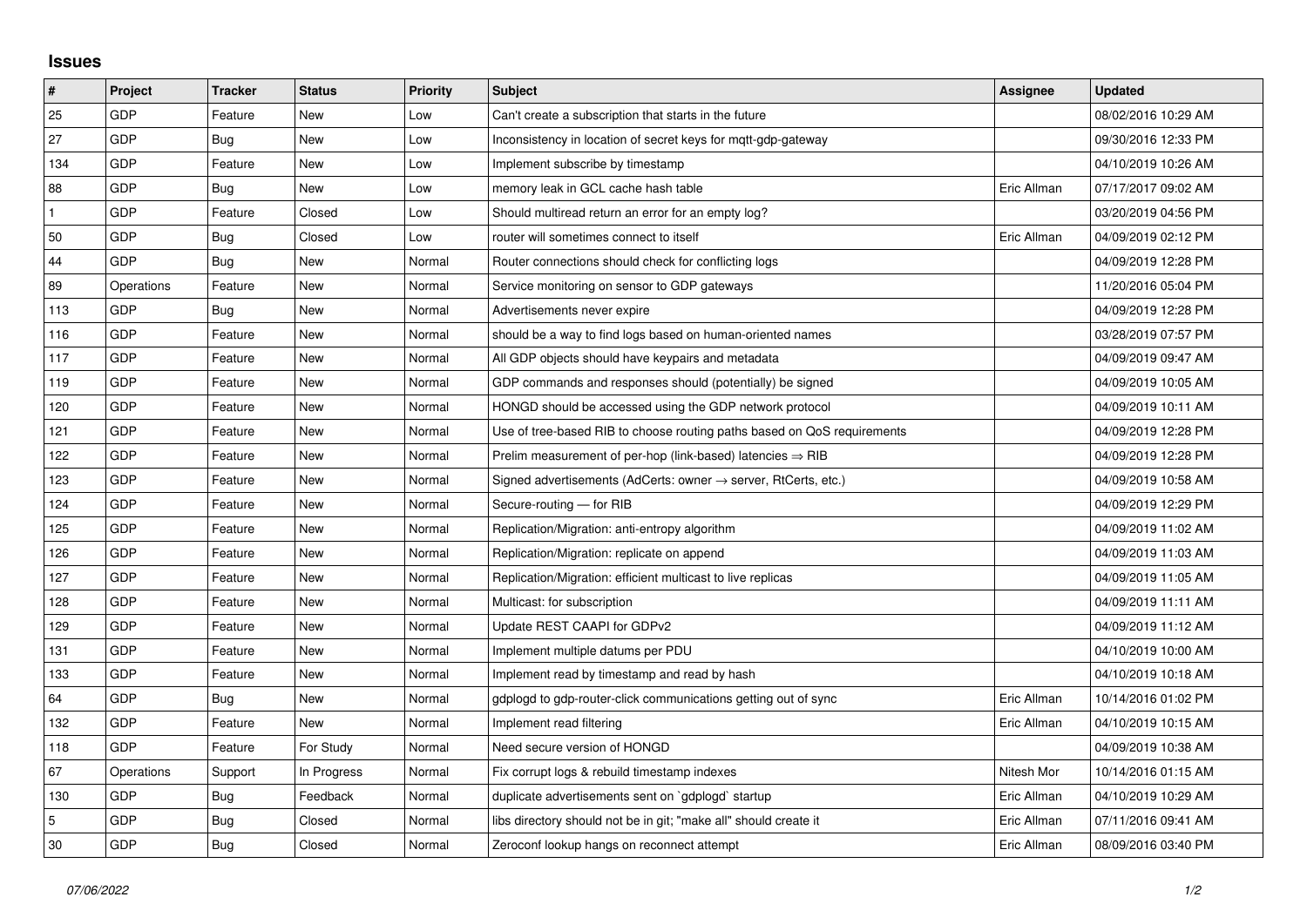## Issues

| # | Project | Tracker | Status | Priority | Subject | Assignee | Updated |
|---|---|---|---|---|---|---|---|
| 25 | GDP | Feature | New | Low | Can't create a subscription that starts in the future | | 08/02/2016 10:29 AM |
| 27 | GDP | Bug | New | Low | Inconsistency in location of secret keys for mqtt-gdp-gateway | | 09/30/2016 12:33 PM |
| 134 | GDP | Feature | New | Low | Implement subscribe by timestamp | | 04/10/2019 10:26 AM |
| 88 | GDP | Bug | New | Low | memory leak in GCL cache hash table | Eric Allman | 07/17/2017 09:02 AM |
| 1 | GDP | Feature | Closed | Low | Should multiread return an error for an empty log? | | 03/20/2019 04:56 PM |
| 50 | GDP | Bug | Closed | Low | router will sometimes connect to itself | Eric Allman | 04/09/2019 02:12 PM |
| 44 | GDP | Bug | New | Normal | Router connections should check for conflicting logs | | 04/09/2019 12:28 PM |
| 89 | Operations | Feature | New | Normal | Service monitoring on sensor to GDP gateways | | 11/20/2016 05:04 PM |
| 113 | GDP | Bug | New | Normal | Advertisements never expire | | 04/09/2019 12:28 PM |
| 116 | GDP | Feature | New | Normal | should be a way to find logs based on human-oriented names | | 03/28/2019 07:57 PM |
| 117 | GDP | Feature | New | Normal | All GDP objects should have keypairs and metadata | | 04/09/2019 09:47 AM |
| 119 | GDP | Feature | New | Normal | GDP commands and responses should (potentially) be signed | | 04/09/2019 10:05 AM |
| 120 | GDP | Feature | New | Normal | HONGD should be accessed using the GDP network protocol | | 04/09/2019 10:11 AM |
| 121 | GDP | Feature | New | Normal | Use of tree-based RIB to choose routing paths based on QoS requirements | | 04/09/2019 12:28 PM |
| 122 | GDP | Feature | New | Normal | Prelim measurement of per-hop (link-based) latencies ⇒ RIB | | 04/09/2019 12:28 PM |
| 123 | GDP | Feature | New | Normal | Signed advertisements (AdCerts: owner → server, RtCerts, etc.) | | 04/09/2019 10:58 AM |
| 124 | GDP | Feature | New | Normal | Secure-routing — for RIB | | 04/09/2019 12:29 PM |
| 125 | GDP | Feature | New | Normal | Replication/Migration: anti-entropy algorithm | | 04/09/2019 11:02 AM |
| 126 | GDP | Feature | New | Normal | Replication/Migration: replicate on append | | 04/09/2019 11:03 AM |
| 127 | GDP | Feature | New | Normal | Replication/Migration: efficient multicast to live replicas | | 04/09/2019 11:05 AM |
| 128 | GDP | Feature | New | Normal | Multicast: for subscription | | 04/09/2019 11:11 AM |
| 129 | GDP | Feature | New | Normal | Update REST CAAPI for GDPv2 | | 04/09/2019 11:12 AM |
| 131 | GDP | Feature | New | Normal | Implement multiple datums per PDU | | 04/10/2019 10:00 AM |
| 133 | GDP | Feature | New | Normal | Implement read by timestamp and read by hash | | 04/10/2019 10:18 AM |
| 64 | GDP | Bug | New | Normal | gdplogd to gdp-router-click communications getting out of sync | Eric Allman | 10/14/2016 01:02 PM |
| 132 | GDP | Feature | New | Normal | Implement read filtering | Eric Allman | 04/10/2019 10:15 AM |
| 118 | GDP | Feature | For Study | Normal | Need secure version of HONGD | | 04/09/2019 10:38 AM |
| 67 | Operations | Support | In Progress | Normal | Fix corrupt logs & rebuild timestamp indexes | Nitesh Mor | 10/14/2016 01:15 AM |
| 130 | GDP | Bug | Feedback | Normal | duplicate advertisements sent on `gdplogd` startup | Eric Allman | 04/10/2019 10:29 AM |
| 5 | GDP | Bug | Closed | Normal | libs directory should not be in git; "make all" should create it | Eric Allman | 07/11/2016 09:41 AM |
| 30 | GDP | Bug | Closed | Normal | Zeroconf lookup hangs on reconnect attempt | Eric Allman | 08/09/2016 03:40 PM |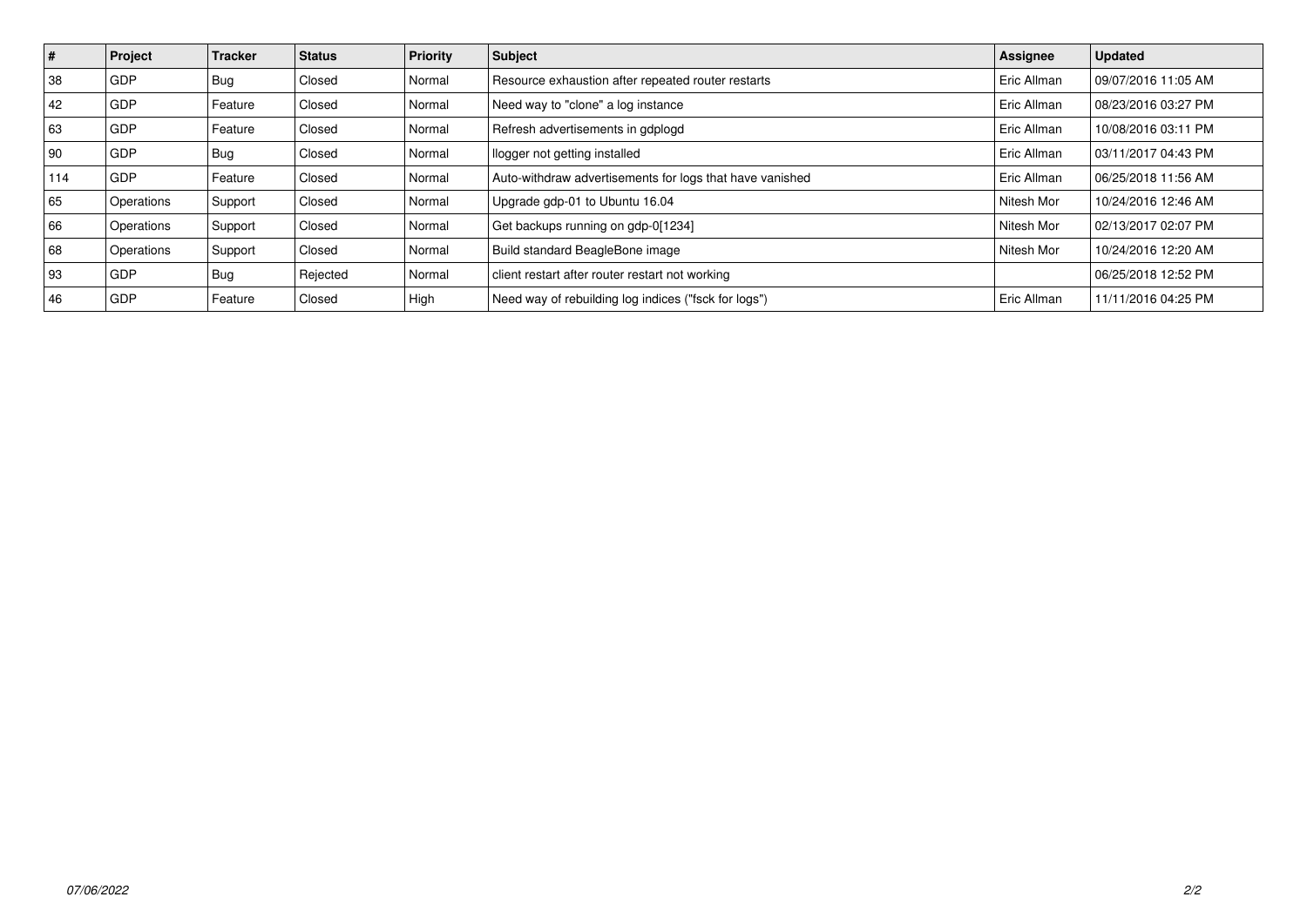| # | Project | Tracker | Status | Priority | Subject | Assignee | Updated |
|---|---|---|---|---|---|---|---|
| 38 | GDP | Bug | Closed | Normal | Resource exhaustion after repeated router restarts | Eric Allman | 09/07/2016 11:05 AM |
| 42 | GDP | Feature | Closed | Normal | Need way to "clone" a log instance | Eric Allman | 08/23/2016 03:27 PM |
| 63 | GDP | Feature | Closed | Normal | Refresh advertisements in gdplogd | Eric Allman | 10/08/2016 03:11 PM |
| 90 | GDP | Bug | Closed | Normal | llogger not getting installed | Eric Allman | 03/11/2017 04:43 PM |
| 114 | GDP | Feature | Closed | Normal | Auto-withdraw advertisements for logs that have vanished | Eric Allman | 06/25/2018 11:56 AM |
| 65 | Operations | Support | Closed | Normal | Upgrade gdp-01 to Ubuntu 16.04 | Nitesh Mor | 10/24/2016 12:46 AM |
| 66 | Operations | Support | Closed | Normal | Get backups running on gdp-0[1234] | Nitesh Mor | 02/13/2017 02:07 PM |
| 68 | Operations | Support | Closed | Normal | Build standard BeagleBone image | Nitesh Mor | 10/24/2016 12:20 AM |
| 93 | GDP | Bug | Rejected | Normal | client restart after router restart not working | | 06/25/2018 12:52 PM |
| 46 | GDP | Feature | Closed | High | Need way of rebuilding log indices ("fsck for logs") | Eric Allman | 11/11/2016 04:25 PM |